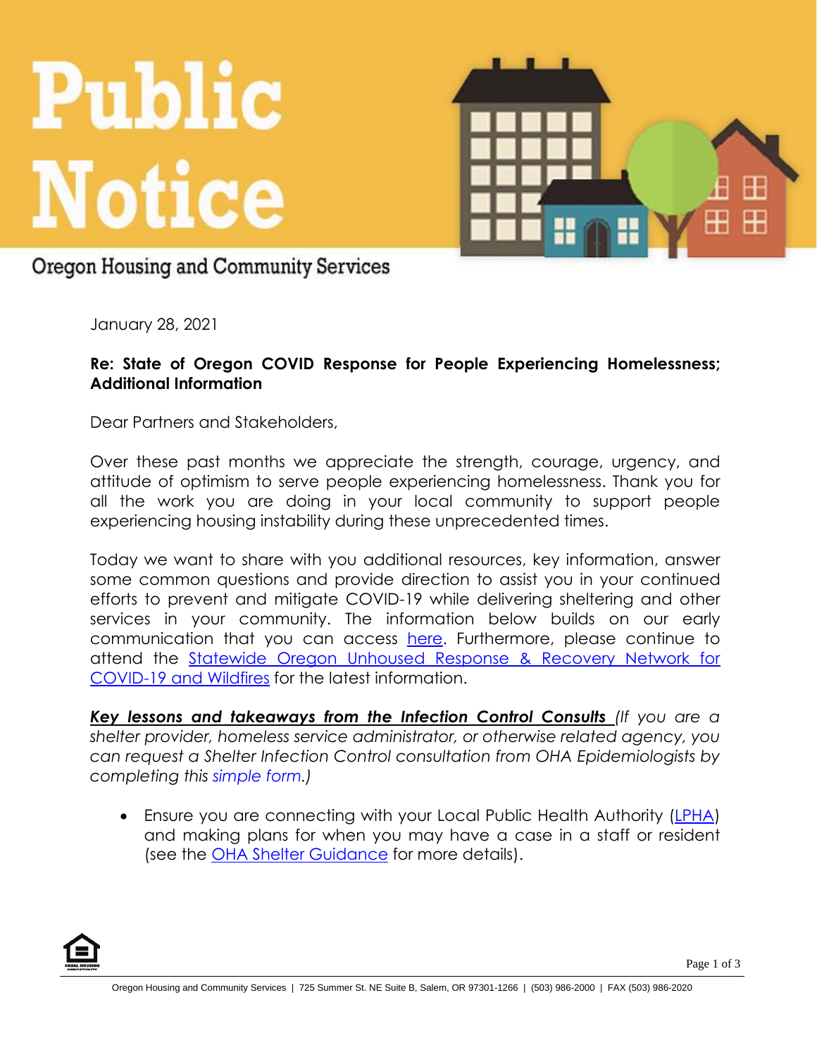# Public Notice

Oregon Housing and Community Services

January 28, 2021

**Re: State of Oregon COVID Response for People Experiencing Homelessness; Additional Information**

Dear Partners and Stakeholders,

Over these past months we appreciate the strength, courage, urgency, and attitude of optimism to serve people experiencing homelessness. Thank you for all the work you are doing in your local community to support people experiencing housing instability during these unprecedented times.

Today we want to share with you additional resources, key information, answer some common questions and provide direction to assist you in your continued efforts to prevent and mitigate COVID-19 while delivering sheltering and other services in your community. The information below builds on our early communication that you can access here. Furthermore, please continue to attend the Statewide Oregon Unhoused Response & Recovery Network for COVID-19 and Wildfires for the latest information.

***Key lessons and takeaways from the Infection Control Consults*** *(If you are a shelter provider, homeless service administrator, or otherwise related agency, you can request a Shelter Infection Control consultation from OHA Epidemiologists by completing this simple form.)*

- Ensure you are connecting with your Local Public Health Authority (LPHA) and making plans for when you may have a case in a staff or resident (see the OHA Shelter Guidance for more details).

Oregon Housing and Community Services | 725 Summer St. NE Suite B, Salem, OR 97301-1266 | (503) 986-2000 | FAX (503) 986-2020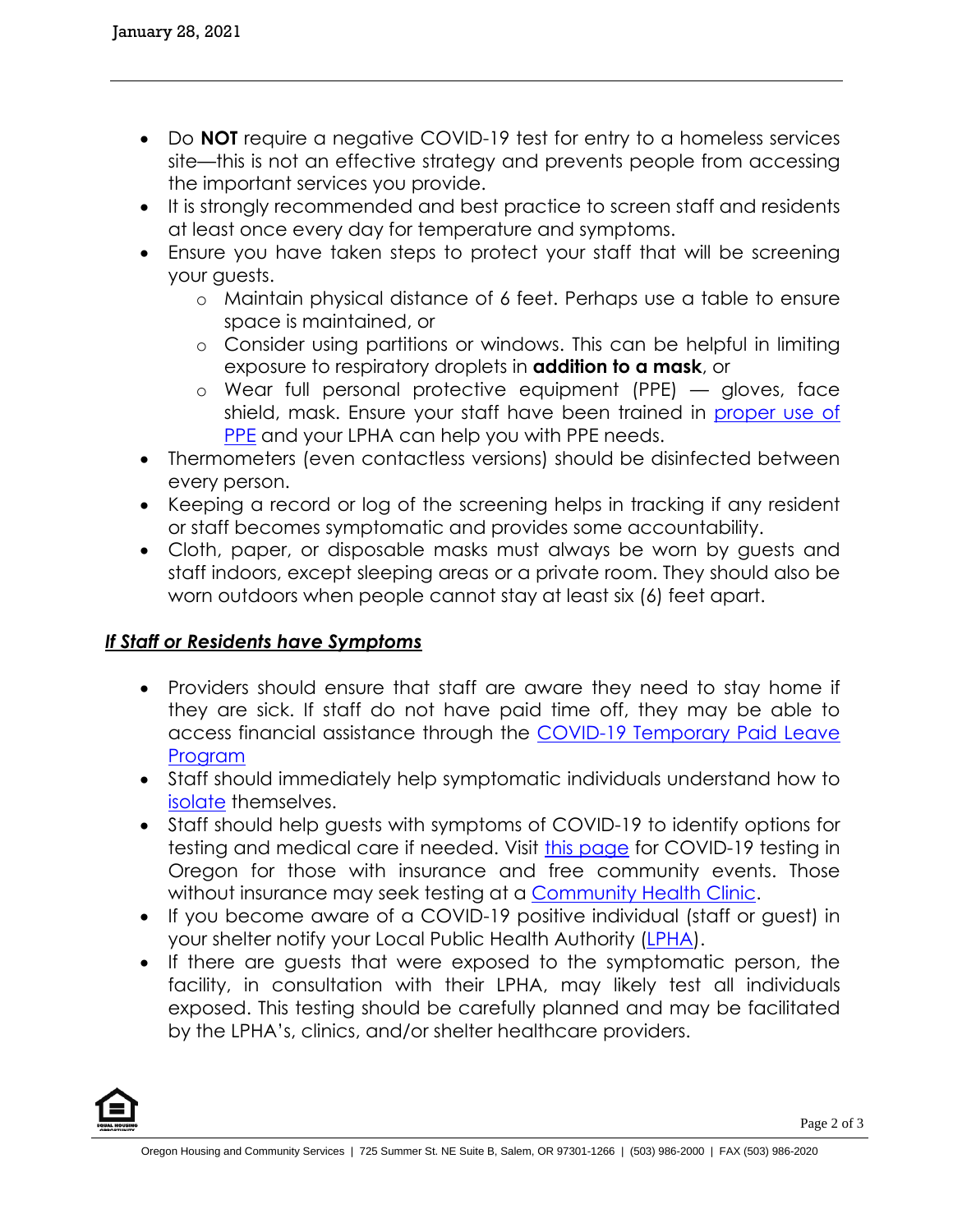- Do **NOT** require a negative COVID-19 test for entry to a homeless services site—this is not an effective strategy and prevents people from accessing the important services you provide.
- It is strongly recommended and best practice to screen staff and residents at least once every day for temperature and symptoms.
- Ensure you have taken steps to protect your staff that will be screening your guests.
    - Maintain physical distance of 6 feet. Perhaps use a table to ensure space is maintained, or
    - Consider using partitions or windows. This can be helpful in limiting exposure to respiratory droplets in **addition to a mask**, or
    - Wear full personal protective equipment (PPE) — gloves, face shield, mask. Ensure your staff have been trained in proper use of PPE and your LPHA can help you with PPE needs.
- Thermometers (even contactless versions) should be disinfected between every person.
- Keeping a record or log of the screening helps in tracking if any resident or staff becomes symptomatic and provides some accountability.
- Cloth, paper, or disposable masks must always be worn by guests and staff indoors, except sleeping areas or a private room. They should also be worn outdoors when people cannot stay at least six (6) feet apart.

## ***If Staff or Residents have Symptoms***

- Providers should ensure that staff are aware they need to stay home if they are sick. If staff do not have paid time off, they may be able to access financial assistance through the COVID-19 Temporary Paid Leave Program
- Staff should immediately help symptomatic individuals understand how to isolate themselves.
- Staff should help guests with symptoms of COVID-19 to identify options for testing and medical care if needed. Visit this page for COVID-19 testing in Oregon for those with insurance and free community events. Those without insurance may seek testing at a Community Health Clinic.
- If you become aware of a COVID-19 positive individual (staff or guest) in your shelter notify your Local Public Health Authority (LPHA).
- If there are guests that were exposed to the symptomatic person, the facility, in consultation with their LPHA, may likely test all individuals exposed. This testing should be carefully planned and may be facilitated by the LPHA's, clinics, and/or shelter healthcare providers.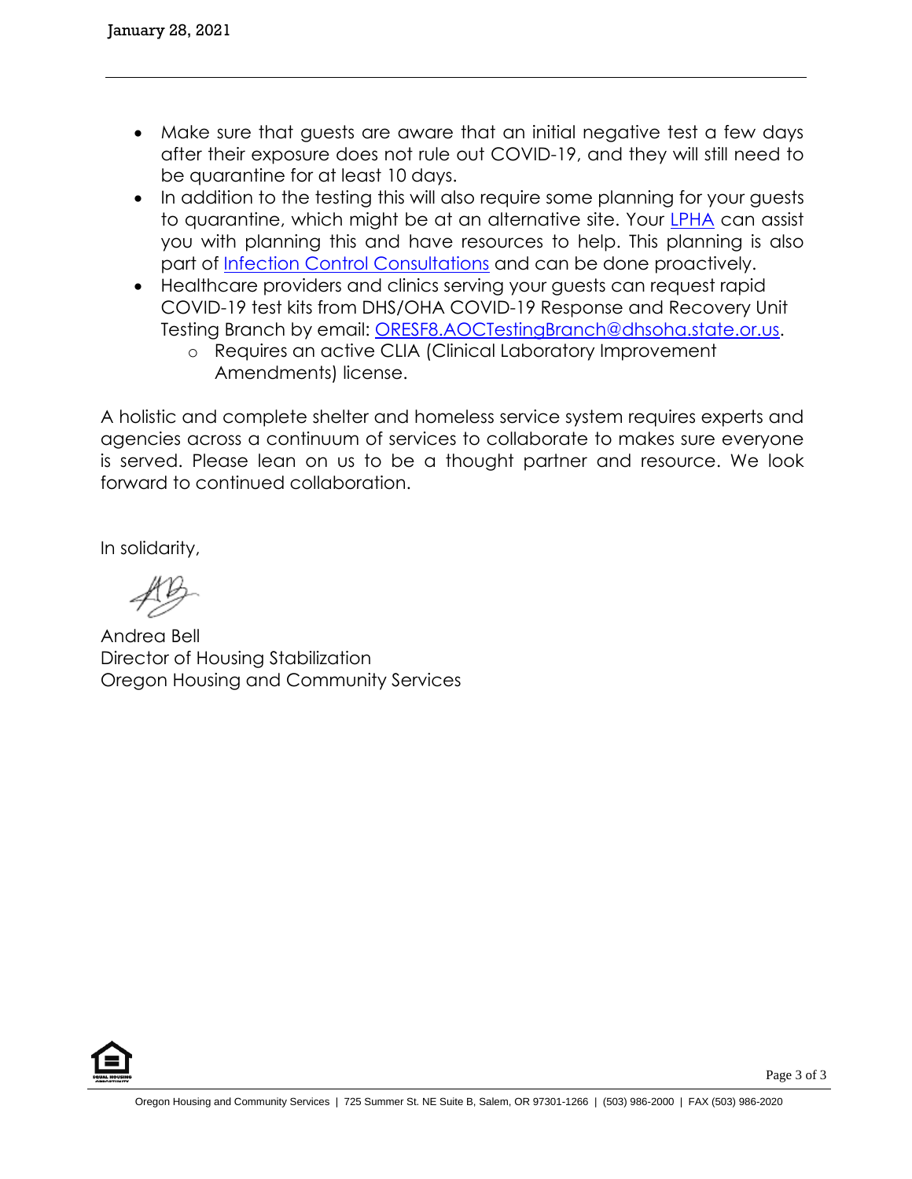- Make sure that guests are aware that an initial negative test a few days after their exposure does not rule out COVID-19, and they will still need to be quarantine for at least 10 days.
- In addition to the testing this will also require some planning for your guests to quarantine, which might be at an alternative site. Your LPHA can assist you with planning this and have resources to help. This planning is also part of Infection Control Consultations and can be done proactively.
- Healthcare providers and clinics serving your guests can request rapid COVID-19 test kits from DHS/OHA COVID-19 Response and Recovery Unit Testing Branch by email: ORESF8.AOCTestingBranch@dhsoha.state.or.us.
  - Requires an active CLIA (Clinical Laboratory Improvement Amendments) license.

A holistic and complete shelter and homeless service system requires experts and agencies across a continuum of services to collaborate to makes sure everyone is served. Please lean on us to be a thought partner and resource. We look forward to continued collaboration.

In solidarity,

Andrea Bell
Director of Housing Stabilization
Oregon Housing and Community Services